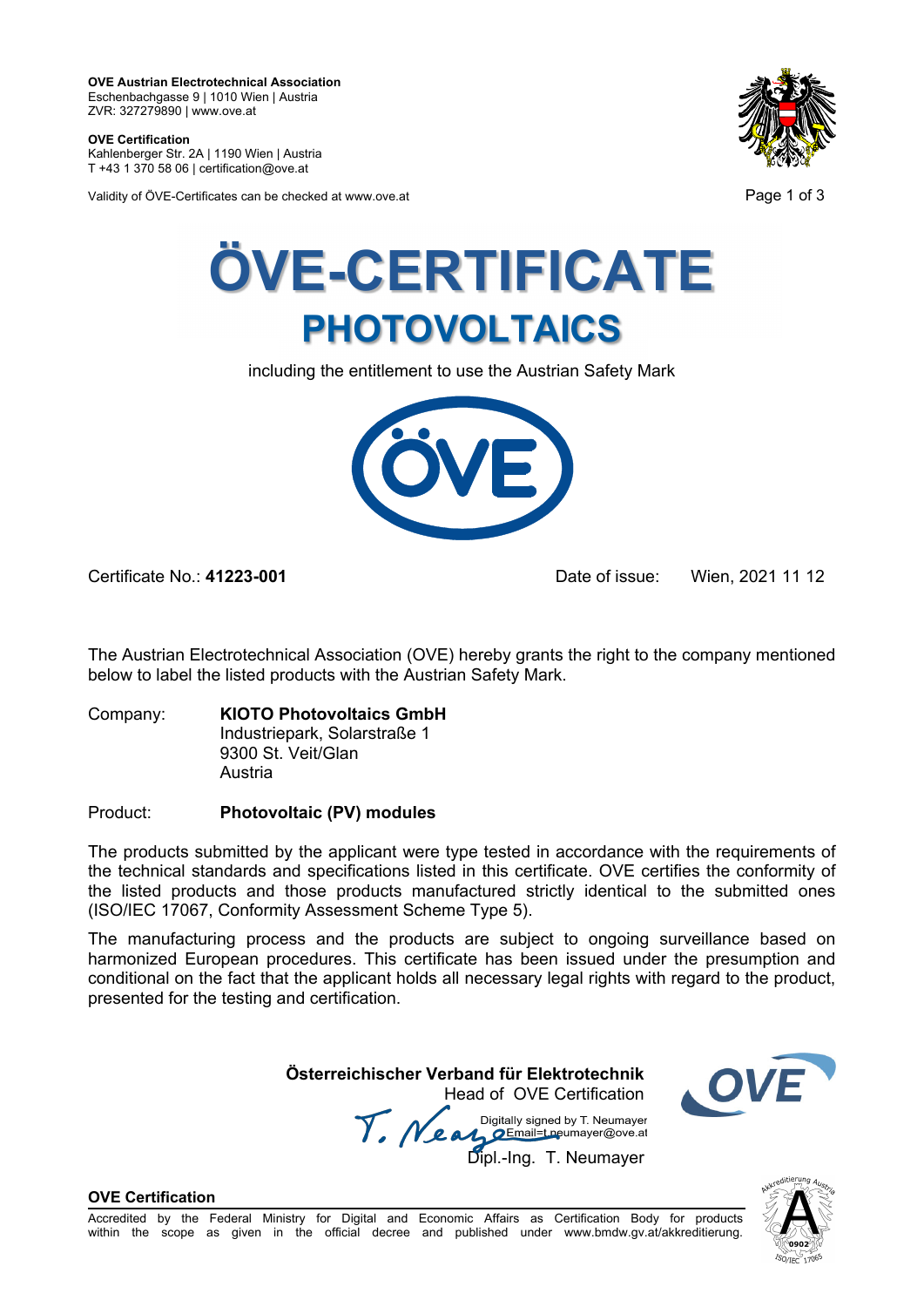**OVE Austrian Electrotechnical Association**
Eschenbachgasse 9 | 1010 Wien | Austria
ZVR: 327279890 | www.ove.at

**OVE Certification**
Kahlenberger Str. 2A | 1190 Wien | Austria
T +43 1 370 58 06 | certification@ove.at

Validity of ÖVE-Certificates can be checked at www.ove.at

# ÖVE-CERTIFICATE

## PHOTOVOLTAICS

including the entitlement to use the Austrian Safety Mark

Certificate No.: **41223-001**

Date of issue: Wien, 2021 11 12

The Austrian Electrotechnical Association (OVE) hereby grants the right to the company mentioned below to label the listed products with the Austrian Safety Mark.

Company: **KIOTO Photovoltaics GmbH**
Industriepark, Solarstraße 1
9300 St. Veit/Glan
Austria

Product: **Photovoltaic (PV) modules**

The products submitted by the applicant were type tested in accordance with the requirements of the technical standards and specifications listed in this certificate. OVE certifies the conformity of the listed products and those products manufactured strictly identical to the submitted ones (ISO/IEC 17067, Conformity Assessment Scheme Type 5).

The manufacturing process and the products are subject to ongoing surveillance based on harmonized European procedures. This certificate has been issued under the presumption and conditional on the fact that the applicant holds all necessary legal rights with regard to the product, presented for the testing and certification.

**Österreichischer Verband für Elektrotechnik**
Head of OVE Certification

Digitally signed by T. Neumayer
Email=t.neumayer@ove.at

Dipl.-Ing. T. Neumayer

**OVE Certification**

Accredited by the Federal Ministry for Digital and Economic Affairs as Certification Body for products within the scope as given in the official decree and published under www.bmdw.gv.at/akkreditierung.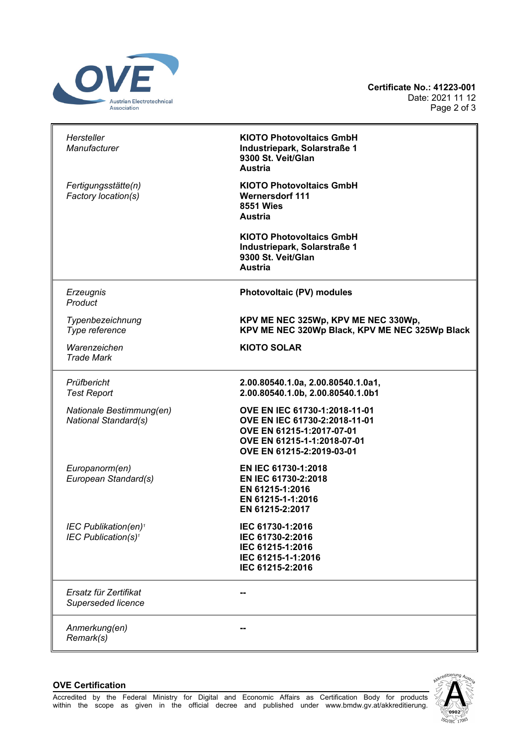**Certificate No.: 41223-001**
Date: 2021 11 12

| | |
|---|---|
| *Hersteller*<br>*Manufacturer* | **KIOTO Photovoltaics GmbH**<br>**Industriepark, Solarstraße 1**<br>**9300 St. Veit/Glan**<br>**Austria** |
| *Fertigungsstätte(n)*<br>*Factory location(s)* | **KIOTO Photovoltaics GmbH**<br>**Wernersdorf 111**<br>**8551 Wies**<br>**Austria**<br><br>**KIOTO Photovoltaics GmbH**<br>**Industriepark, Solarstraße 1**<br>**9300 St. Veit/Glan**<br>**Austria** |
| *Erzeugnis*<br>*Product* | **Photovoltaic (PV) modules** |
| *Typenbezeichnung*<br>*Type reference* | **KPV ME NEC 325Wp, KPV ME NEC 330Wp,**<br>**KPV ME NEC 320Wp Black, KPV ME NEC 325Wp Black** |
| *Warenzeichen*<br>*Trade Mark* | **KIOTO SOLAR** |
| *Prüfbericht*<br>*Test Report* | **2.00.80540.1.0a, 2.00.80540.1.0a1,**<br>**2.00.80540.1.0b, 2.00.80540.1.0b1** |
| *Nationale Bestimmung(en)*<br>*National Standard(s)* | **OVE EN IEC 61730-1:2018-11-01**<br>**OVE EN IEC 61730-2:2018-11-01**<br>**OVE EN 61215-1:2017-07-01**<br>**OVE EN 61215-1-1:2018-07-01**<br>**OVE EN 61215-2:2019-03-01** |
| *Europanorm(en)*<br>*European Standard(s)* | **EN IEC 61730-1:2018**<br>**EN IEC 61730-2:2018**<br>**EN 61215-1:2016**<br>**EN 61215-1-1:2016**<br>**EN 61215-2:2017** |
| *IEC Publikation(en)*[1]<br>*IEC Publication(s)*[1] | **IEC 61730-1:2016**<br>**IEC 61730-2:2016**<br>**IEC 61215-1:2016**<br>**IEC 61215-1-1:2016**<br>**IEC 61215-2:2016** |
| *Ersatz für Zertifikat*<br>*Superseded licence* | **--** |
| *Anmerkung(en)*<br>*Remark(s)* | **--** |

**OVE Certification**

Accredited by the Federal Ministry for Digital and Economic Affairs as Certification Body for products within the scope as given in the official decree and published under www.bmdw.gv.at/akkreditierung.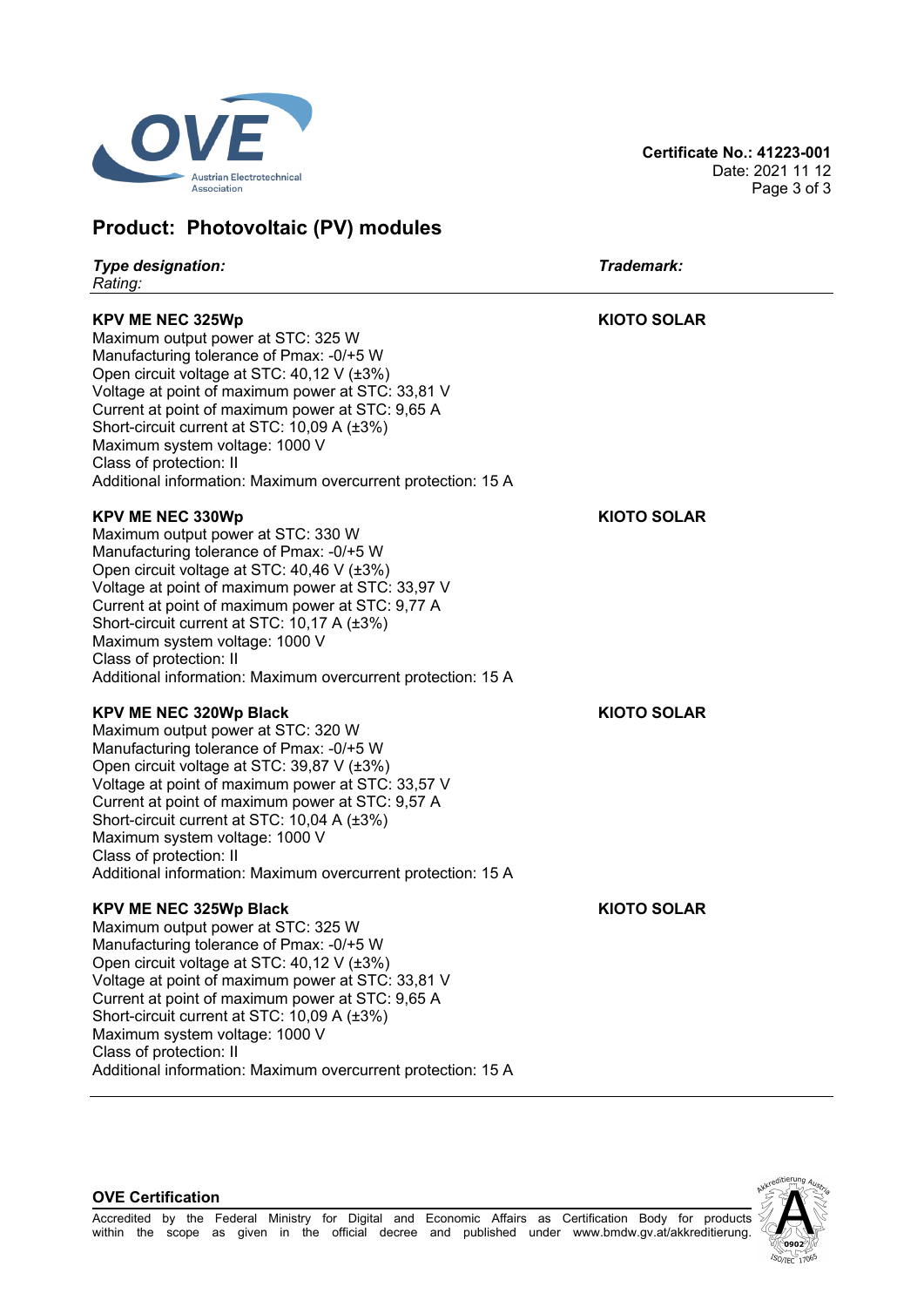**Certificate No.: 41223-001**
Date: 2021 11 12

## Product: Photovoltaic (PV) modules

| *Type designation:* *Rating:* | *Trademark:* |
|---|---|
| **KPV ME NEC 325Wp**<br>Maximum output power at STC: 325 W<br>Manufacturing tolerance of Pmax: -0/+5 W<br>Open circuit voltage at STC: 40,12 V (±3%)<br>Voltage at point of maximum power at STC: 33,81 V<br>Current at point of maximum power at STC: 9,65 A<br>Short-circuit current at STC: 10,09 A (±3%)<br>Maximum system voltage: 1000 V<br>Class of protection: II<br>Additional information: Maximum overcurrent protection: 15 A | **KIOTO SOLAR** |
| **KPV ME NEC 330Wp**<br>Maximum output power at STC: 330 W<br>Manufacturing tolerance of Pmax: -0/+5 W<br>Open circuit voltage at STC: 40,46 V (±3%)<br>Voltage at point of maximum power at STC: 33,97 V<br>Current at point of maximum power at STC: 9,77 A<br>Short-circuit current at STC: 10,17 A (±3%)<br>Maximum system voltage: 1000 V<br>Class of protection: II<br>Additional information: Maximum overcurrent protection: 15 A | **KIOTO SOLAR** |
| **KPV ME NEC 320Wp Black**<br>Maximum output power at STC: 320 W<br>Manufacturing tolerance of Pmax: -0/+5 W<br>Open circuit voltage at STC: 39,87 V (±3%)<br>Voltage at point of maximum power at STC: 33,57 V<br>Current at point of maximum power at STC: 9,57 A<br>Short-circuit current at STC: 10,04 A (±3%)<br>Maximum system voltage: 1000 V<br>Class of protection: II<br>Additional information: Maximum overcurrent protection: 15 A | **KIOTO SOLAR** |
| **KPV ME NEC 325Wp Black**<br>Maximum output power at STC: 325 W<br>Manufacturing tolerance of Pmax: -0/+5 W<br>Open circuit voltage at STC: 40,12 V (±3%)<br>Voltage at point of maximum power at STC: 33,81 V<br>Current at point of maximum power at STC: 9,65 A<br>Short-circuit current at STC: 10,09 A (±3%)<br>Maximum system voltage: 1000 V<br>Class of protection: II<br>Additional information: Maximum overcurrent protection: 15 A | **KIOTO SOLAR** |

**OVE Certification**

Accredited by the Federal Ministry for Digital and Economic Affairs as Certification Body for products within the scope as given in the official decree and published under www.bmdw.gv.at/akkreditierung.